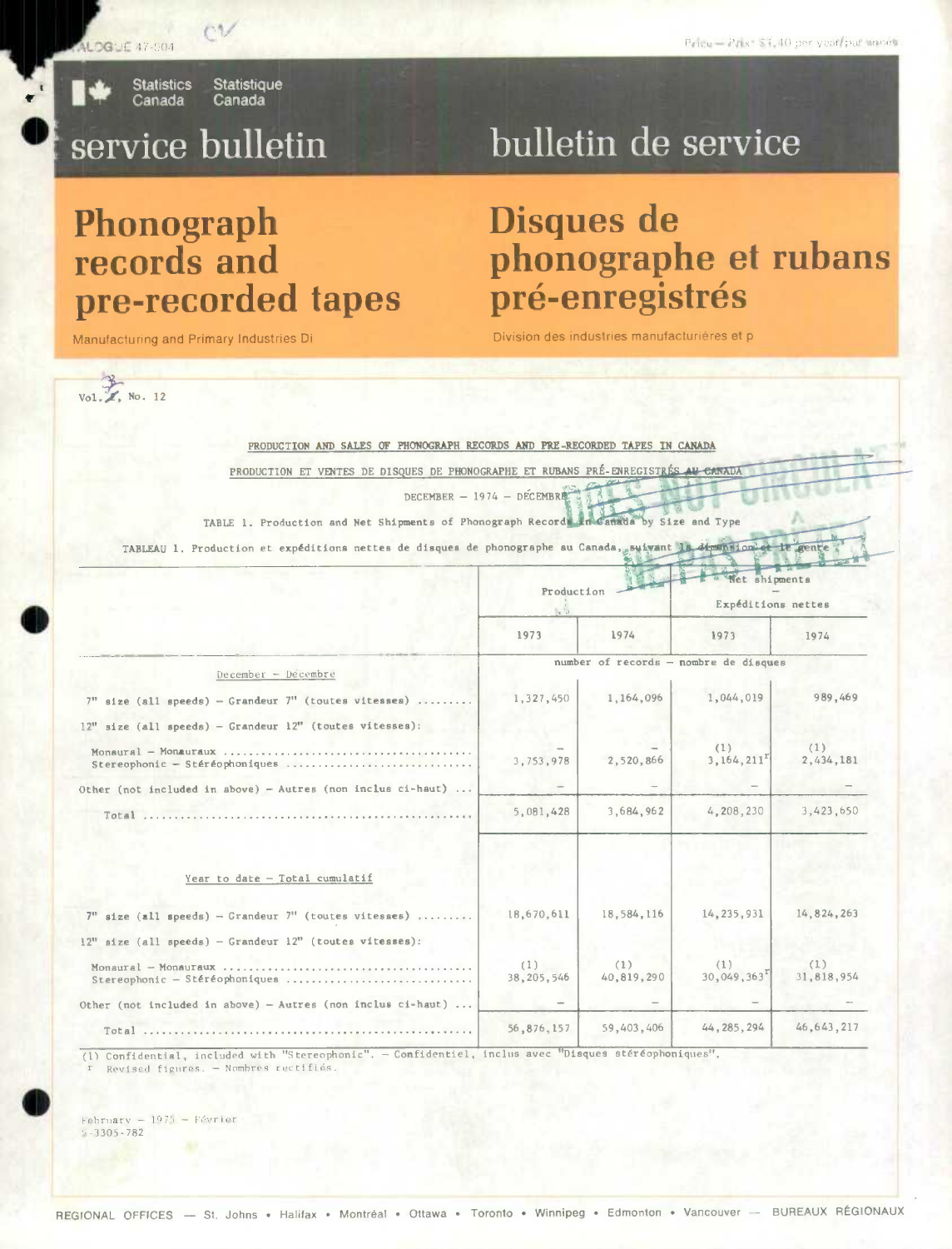CATALOGUE 47-004

Price — Prix: $1.40 per year/par année

Statistics Canada — Statistique Canada

# service bulletin — bulletin de service

# Phonograph records and pre-recorded tapes

# Disques de phonographe et rubans pré-enregistrés

Manufacturing and Primary Industries Di

Division des industries manufacturières et p

Vol. 3, No. 12

PRODUCTION AND SALES OF PHONOGRAPH RECORDS AND PRE-RECORDED TAPES IN CANADA

PRODUCTION ET VENTES DE DISQUES DE PHONOGRAPHE ET RUBANS PRÉ-ENREGISTRÉS AU CANADA

DECEMBER — 1974 — DÉCEMBRE

TABLE 1. Production and Net Shipments of Phonograph Records in Canada by Size and Type

TABLEAU 1. Production et expéditions nettes de disques de phonographe au Canada, suivant la dimension et le genre

| | Production | | Net shipments — Expéditions nettes | |
|---|---|---|---|---|
| | 1973 | 1974 | 1973 | 1974 |
| | number of records — nombre de disques | | | |
| **December — Décembre** | | | | |
| 7" size (all speeds) — Grandeur 7" (toutes vitesses) | 1,327,450 | 1,164,096 | 1,044,019 | 989,469 |
| 12" size (all speeds) — Grandeur 12" (toutes vitesses): | | | | |
| Monaural — Monauraux | – | – | (1) | (1) |
| Stereophonic — Stéréophoniques | 3,753,978 | 2,520,866 | 3,164,211r | 2,434,181 |
| Other (not included in above) — Autres (non inclus ci-haut) | – | – | – | – |
| Total | 5,081,428 | 3,684,962 | 4,208,230 | 3,423,650 |
| **Year to date — Total cumulatif** | | | | |
| 7" size (all speeds) — Grandeur 7" (toutes vitesses) | 18,670,611 | 18,584,116 | 14,235,931 | 14,824,263 |
| 12" size (all speeds) — Grandeur 12" (toutes vitesses): | | | | |
| Monaural — Monauraux | (1) | (1) | (1) | (1) |
| Stereophonic — Stéréophoniques | 38,205,546 | 40,819,290 | 30,049,363r | 31,818,954 |
| Other (not included in above) — Autres (non inclus ci-haut) | – | – | – | – |
| Total | 56,876,157 | 59,403,406 | 44,285,294 | 46,643,217 |

(1) Confidential, included with "Stereophonic". — Confidentiel, inclus avec "Disques stéréophoniques".
r Revised figures. — Nombres rectifiés.

February — 1975 — Février
5-3305-782

REGIONAL OFFICES — St. Johns • Halifax • Montréal • Ottawa • Toronto • Winnipeg • Edmonton • Vancouver — BUREAUX RÉGIONAUX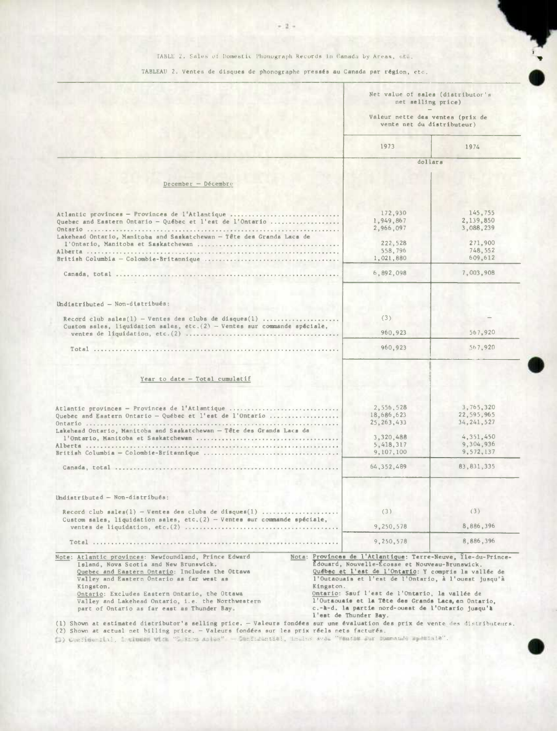TABLE 2. Sales of Domestic Phonograph Records in Canada by Areas, etc.

TABLEAU 2. Ventes de disques de phonographe pressés au Canada par région, etc.

| | Net value of sales (distributor's net selling price) — Valeur nette des ventes (prix de vente net du distributeur) | |
|---|---|---|
| | 1973 | 1974 |
| | dollars | |
| **December – Décembre** | | |
| Atlantic provinces – Provinces de l'Atlantique | 172,930 | 145,755 |
| Quebec and Eastern Ontario – Québec et l'est de l'Ontario | 1,949,867 | 2,139,850 |
| Ontario | 2,966,097 | 3,088,239 |
| Lakehead Ontario, Manitoba and Saskatchewan – Tête des Grands Lacs de l'Ontario, Manitoba et Saskatchewan | 222,528 | 271,900 |
| Alberta | 558,796 | 748,552 |
| British Columbia – Colombie-Britannique | 1,021,880 | 609,612 |
| Canada, total | 6,892,098 | 7,003,908 |
| Undistributed – Non-distribués: | | |
| Record club sales(1) – Ventes des clubs de disques(1) | (3) | – |
| Custom sales, liquidation sales, etc.(2) – Ventes sur commande spéciale, ventes de liquidation, etc.(2) | 960,923 | 567,920 |
| Total | 960,923 | 567,920 |
| **Year to date – Total cumulatif** | | |
| Atlantic provinces – Provinces de l'Atlantique | 2,556,528 | 3,765,320 |
| Quebec and Eastern Ontario – Québec et l'est de l'Ontario | 18,686,623 | 22,595,965 |
| Ontario | 25,263,433 | 34,241,527 |
| Lakehead Ontario, Manitoba and Saskatchewan – Tête des Grands Lacs de l'Ontario, Manitoba et Saskatchewan | 3,320,488 | 4,351,450 |
| Alberta | 5,418,317 | 9,304,936 |
| British Columbia – Colombie-Britannique | 9,107,100 | 9,572,137 |
| Canada, total | 64,352,489 | 83,831,335 |
| Undistributed – Non-distribués: | | |
| Record club sales(1) – Ventes des clubs de disques(1) | (3) | (3) |
| Custom sales, liquidation sales, etc.(2) – Ventes sur commande spéciale, ventes de liquidation, etc.(2) | 9,250,578 | 8,886,396 |
| Total | 9,250,578 | 8,886,396 |

Note: Atlantic provinces: Newfoundland, Prince Edward Island, Nova Scotia and New Brunswick.
Quebec and Eastern Ontario: Includes the Ottawa Valley and Eastern Ontario as far west as Kingston.
Ontario: Excludes Eastern Ontario, the Ottawa Valley and Lakehead Ontario, i.e. the Northwestern part of Ontario as far east as Thunder Bay.

Nota: Provinces de l'Atlantique: Terre-Neuve, Île-du-Prince-Édouard, Nouvelle-Écosse et Nouveau-Brunswick.
Québec et l'est de l'Ontario: Y compris la vallée de l'Outaouais et l'est de l'Ontario, à l'ouest jusqu'à Kingston.
Ontario: Sauf l'est de l'Ontario, la vallée de l'Outaouais et la Tête des Grands Lacs, en Ontario, c.-à-d. la partie nord-ouest de l'Ontario jusqu'à l'est de Thunder Bay.

(1) Shown at estimated distributor's selling price. – Valeurs fondées sur une évaluation des prix de vente des distributeurs.
(2) Shown at actual net billing price. – Valeurs fondées sur les prix réels nets facturés.
(3) Confidential, included with "Custom sales". – Confidentiel, inclus avec "Ventes sur commande spéciale".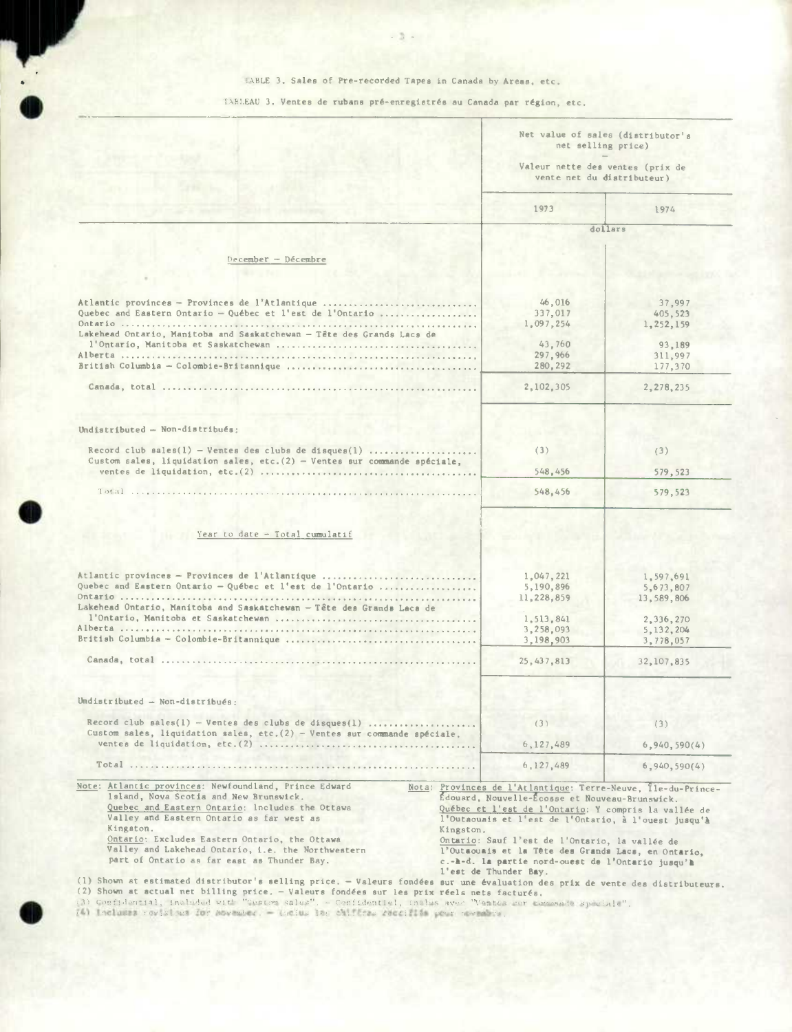TABLE 3. Sales of Pre-recorded Tapes in Canada by Areas, etc.

TABLEAU 3. Ventes de rubans pré-enregistrés au Canada par région, etc.

| | Net value of sales (distributor's net selling price) — Valeur nette des ventes (prix de vente net du distributeur) | |
|---|---|---|
| | 1973 | 1974 |
| | dollars | |
| **December — Décembre** | | |
| Atlantic provinces — Provinces de l'Atlantique | 46,016 | 37,997 |
| Quebec and Eastern Ontario — Québec et l'est de l'Ontario | 337,017 | 405,523 |
| Ontario | 1,097,254 | 1,252,159 |
| Lakehead Ontario, Manitoba and Saskatchewan — Tête des Grands Lacs de l'Ontario, Manitoba et Saskatchewan | 43,760 | 93,189 |
| Alberta | 297,966 | 311,997 |
| British Columbia — Colombie-Britannique | 280,292 | 177,370 |
| Canada, total | 2,102,305 | 2,278,235 |
| Undistributed — Non-distribués: | | |
| Record club sales(1) — Ventes des clubs de disques(1) | (3) | (3) |
| Custom sales, liquidation sales, etc.(2) — Ventes sur commande spéciale, ventes de liquidation, etc.(2) | 548,456 | 579,523 |
| Total | 548,456 | 579,523 |
| **Year to date — Total cumulatif** | | |
| Atlantic provinces — Provinces de l'Atlantique | 1,047,221 | 1,597,691 |
| Quebec and Eastern Ontario — Québec et l'est de l'Ontario | 5,190,896 | 5,673,807 |
| Ontario | 11,228,859 | 13,589,806 |
| Lakehead Ontario, Manitoba and Saskatchewan — Tête des Grands Lacs de l'Ontario, Manitoba et Saskatchewan | 1,513,841 | 2,336,270 |
| Alberta | 3,258,093 | 5,132,204 |
| British Columbia — Colombie-Britannique | 3,198,903 | 3,778,057 |
| Canada, total | 25,437,813 | 32,107,835 |
| Undistributed — Non-distribués: | | |
| Record club sales(1) — Ventes des clubs de disques(1) | (3) | (3) |
| Custom sales, liquidation sales, etc.(2) — Ventes sur commande spéciale, ventes de liquidation, etc.(2) | 6,127,489 | 6,940,590(4) |
| Total | 6,127,489 | 6,940,590(4) |

Note: Atlantic provinces: Newfoundland, Prince Edward Island, Nova Scotia and New Brunswick.
Quebec and Eastern Ontario: Includes the Ottawa Valley and Eastern Ontario as far west as Kingston.
Ontario: Excludes Eastern Ontario, the Ottawa Valley and Lakehead Ontario, i.e. the Northwestern part of Ontario as far east as Thunder Bay.

Nota: Provinces de l'Atlantique: Terre-Neuve, Île-du-Prince-Édouard, Nouvelle-Écosse et Nouveau-Brunswick.
Québec et l'est de l'Ontario: Y compris la vallée de l'Outaouais et l'est de l'Ontario, à l'ouest jusqu'à Kingston.
Ontario: Sauf l'est de l'Ontario, la vallée de l'Outaouais et la Tête des Grands Lacs, en Ontario, c.-à-d. la partie nord-ouest de l'Ontario jusqu'à l'est de Thunder Bay.

(1) Shown at estimated distributor's selling price. — Valeurs fondées sur une évaluation des prix de vente des distributeurs.
(2) Shown at actual net billing price. — Valeurs fondées sur les prix réels nets facturés.
(3) Confidential, included with "Custom sales". — Confidentiel, inclus avec "Ventes sur commande spéciale".
(4) Includes revisions for November. — Inclus les chiffres rectifiés pour novembre.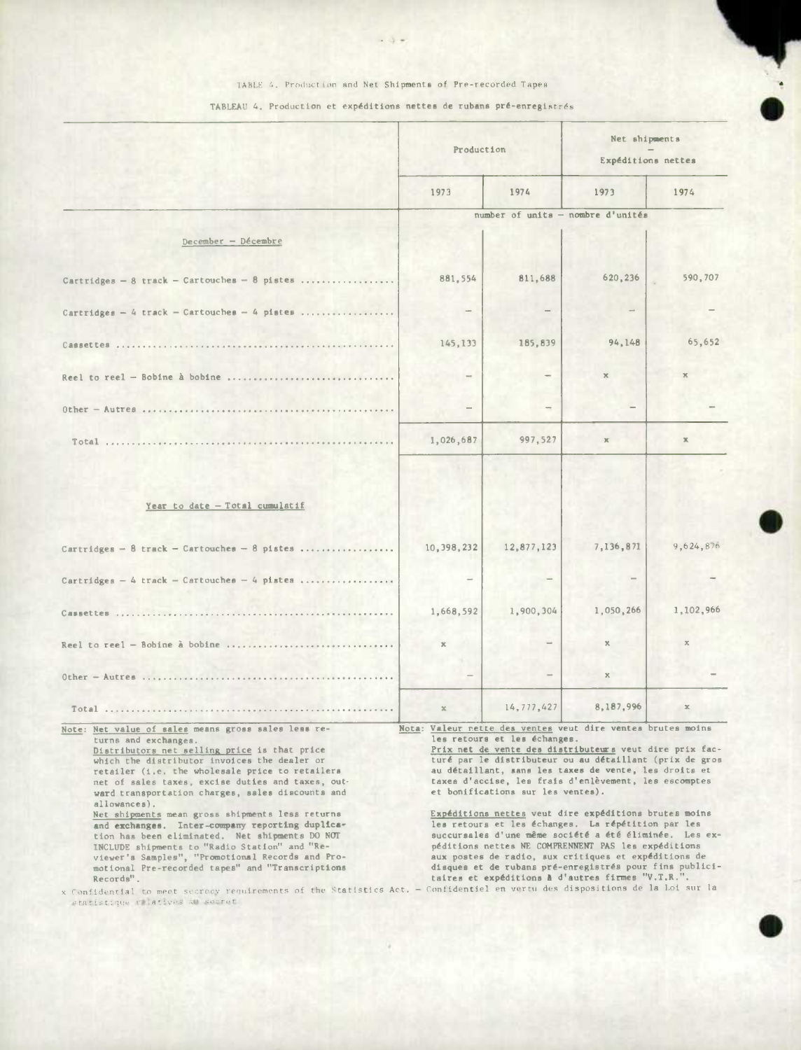TABLE 4. Production and Net Shipments of Pre-recorded Tapes

TABLEAU 4. Production et expéditions nettes de rubans pré-enregistrés

| | Production | | Net shipments – Expéditions nettes | |
|---|---|---|---|---|
| | 1973 | 1974 | 1973 | 1974 |
| | number of units – nombre d'unités | | | |
| **December – Décembre** | | | | |
| Cartridges – 8 track – Cartouches – 8 pistes | 881,554 | 811,688 | 620,236 | 590,707 |
| Cartridges – 4 track – Cartouches – 4 pistes | – | – | – | – |
| Cassettes | 145,133 | 185,839 | 94,148 | 65,652 |
| Reel to reel – Bobine à bobine | – | – | x | x |
| Other – Autres | – | – | – | – |
| Total | 1,026,687 | 997,527 | x | x |
| **Year to date – Total cumulatif** | | | | |
| Cartridges – 8 track – Cartouches – 8 pistes | 10,398,232 | 12,877,123 | 7,136,871 | 9,624,876 |
| Cartridges – 4 track – Cartouches – 4 pistes | – | – | – | – |
| Cassettes | 1,668,592 | 1,900,304 | 1,050,266 | 1,102,966 |
| Reel to reel – Bobine à bobine | x | – | x | x |
| Other – Autres | – | – | x | – |
| Total | x | 14,777,427 | 8,187,996 | x |

Note: Net value of sales means gross sales less returns and exchanges.
Distributors net selling price is that price which the distributor invoices the dealer or retailer (i.e. the wholesale price to retailers net of sales taxes, excise duties and taxes, outward transportation charges, sales discounts and allowances).
Net shipments mean gross shipments less returns and exchanges. Inter-company reporting duplication has been eliminated. Net shipments DO NOT INCLUDE shipments to "Radio Station" and "Reviewer's Samples", "Promotional Records and Promotional Pre-recorded tapes" and "Transcriptions Records".

Nota: Valeur nette des ventes veut dire ventes brutes moins les retours et les échanges.
Prix net de vente des distributeurs veut dire prix facturé par le distributeur ou au détaillant (prix de gros au détaillant, sans les taxes de vente, les droits et taxes d'accise, les frais d'enlèvement, les escomptes et bonifications sur les ventes).
Expéditions nettes veut dire expéditions brutes moins les retours et les échanges. La répétition par les succursales d'une même société a été éliminée. Les expéditions nettes NE COMPRENNENT PAS les expéditions aux postes de radio, aux critiques et expéditions de disques et de rubans pré-enregistrés pour fins publicitaires et expéditions à d'autres firmes "V.T.R.".

x Confidential to meet secrecy requirements of the Statistics Act. – Confidentiel en vertu des dispositions de la Loi sur la statistique relatives au secret.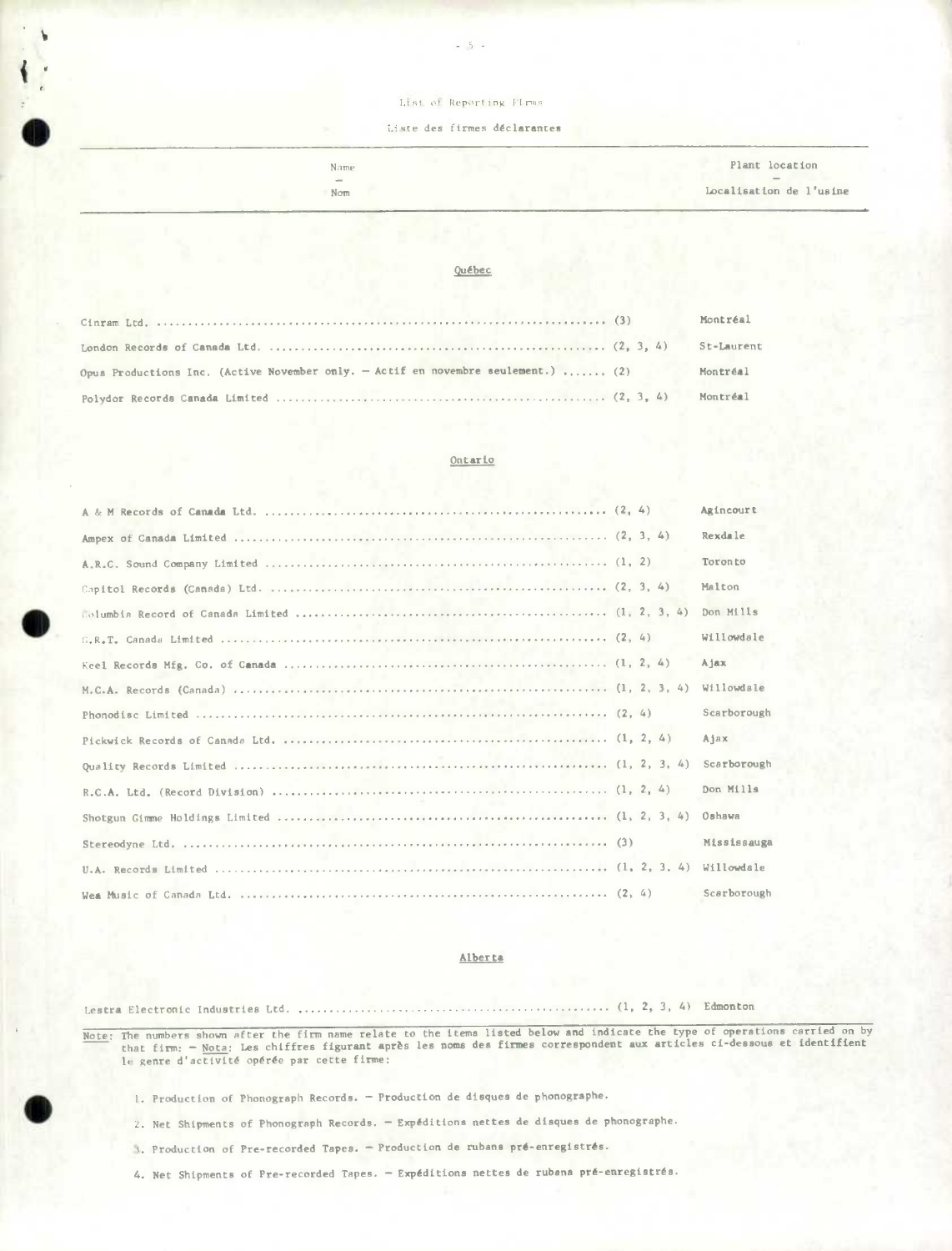List of Reporting Firms

Liste des firmes déclarantes

| Name — Nom | | Plant location — Localisation de l'usine |
|---|---|---|
| **Québec** | | |
| Cinram Ltd. | (3) | Montréal |
| London Records of Canada Ltd. | (2, 3, 4) | St-Laurent |
| Opus Productions Inc. (Active November only. — Actif en novembre seulement.) | (2) | Montréal |
| Polydor Records Canada Limited | (2, 3, 4) | Montréal |
| **Ontario** | | |
| A & M Records of Canada Ltd. | (2, 4) | Agincourt |
| Ampex of Canada Limited | (2, 3, 4) | Rexdale |
| A.R.C. Sound Company Limited | (1, 2) | Toronto |
| Capitol Records (Canada) Ltd. | (2, 3, 4) | Malton |
| Columbia Record of Canada Limited | (1, 2, 3, 4) | Don Mills |
| G.R.T. Canada Limited | (2, 4) | Willowdale |
| Keel Records Mfg. Co. of Canada | (1, 2, 4) | Ajax |
| M.C.A. Records (Canada) | (1, 2, 3, 4) | Willowdale |
| Phonodisc Limited | (2, 4) | Scarborough |
| Pickwick Records of Canada Ltd. | (1, 2, 4) | Ajax |
| Quality Records Limited | (1, 2, 3, 4) | Scarborough |
| R.C.A. Ltd. (Record Division) | (1, 2, 4) | Don Mills |
| Shotgun Gimme Holdings Limited | (1, 2, 3, 4) | Oshawa |
| Stereodyne Ltd. | (3) | Mississauga |
| U.A. Records Limited | (1, 2, 3, 4) | Willowdale |
| Wea Music of Canada Ltd. | (2, 4) | Scarborough |
| **Alberta** | | |
| Lestra Electronic Industries Ltd. | (1, 2, 3, 4) | Edmonton |

Note: The numbers shown after the firm name relate to the items listed below and indicate the type of operations carried on by that firm: — Nota: Les chiffres figurant après les noms des firmes correspondent aux articles ci-dessous et identifient le genre d'activité opérée par cette firme:

1. Production of Phonograph Records. — Production de disques de phonographe.
2. Net Shipments of Phonograph Records. — Expéditions nettes de disques de phonographe.
3. Production of Pre-recorded Tapes. — Production de rubans pré-enregistrés.
4. Net Shipments of Pre-recorded Tapes. — Expéditions nettes de rubans pré-enregistrés.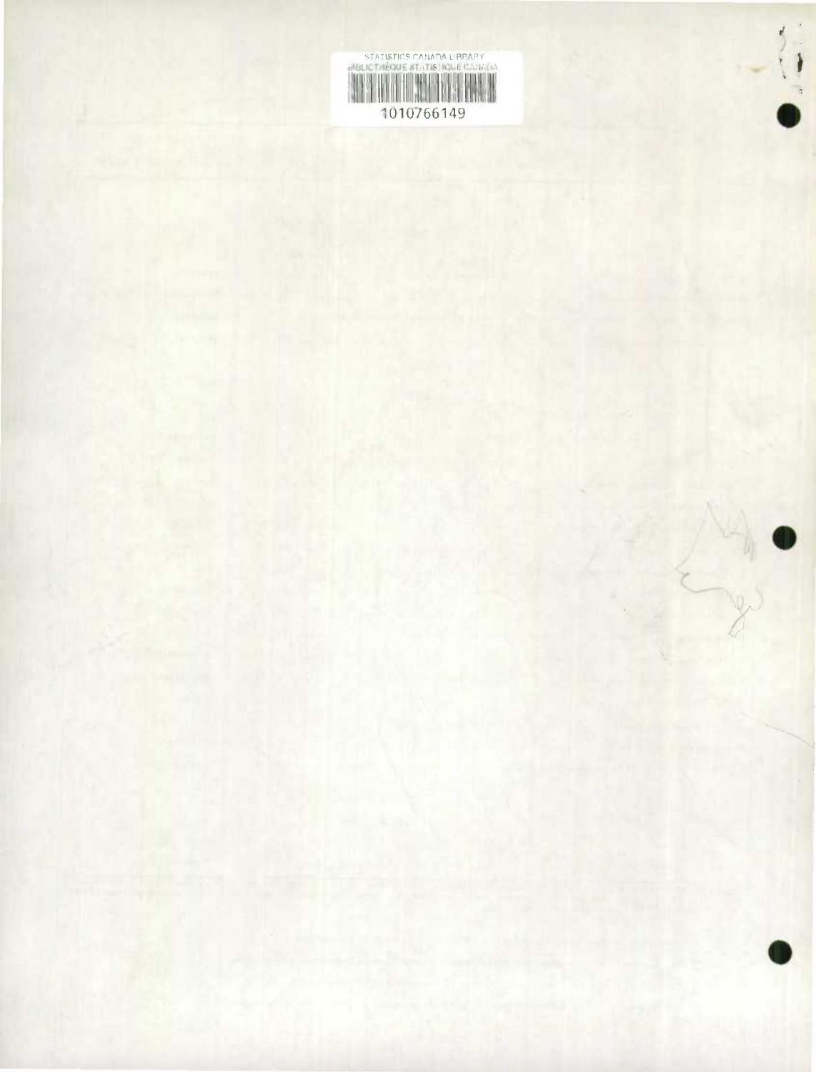STATISTICS CANADA LIBRARY
BIBLIOTHÈQUE STATISTIQUE CANADA

1010766149